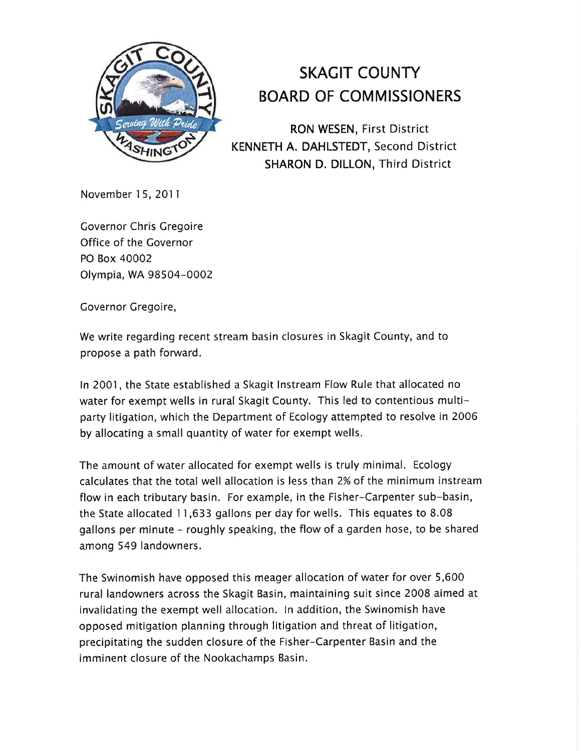# SKAGIT COUNTY BOARD OF COMMISSIONERS

**RON WESEN**, First District
**KENNETH A. DAHLSTEDT**, Second District
**SHARON D. DILLON**, Third District

November 15, 2011

Governor Chris Gregoire
Office of the Governor
PO Box 40002
Olympia, WA 98504-0002

Governor Gregoire,

We write regarding recent stream basin closures in Skagit County, and to propose a path forward.

In 2001, the State established a Skagit Instream Flow Rule that allocated no water for exempt wells in rural Skagit County. This led to contentious multi-party litigation, which the Department of Ecology attempted to resolve in 2006 by allocating a small quantity of water for exempt wells.

The amount of water allocated for exempt wells is truly minimal. Ecology calculates that the total well allocation is less than 2% of the minimum instream flow in each tributary basin. For example, in the Fisher-Carpenter sub-basin, the State allocated 11,633 gallons per day for wells. This equates to 8.08 gallons per minute - roughly speaking, the flow of a garden hose, to be shared among 549 landowners.

The Swinomish have opposed this meager allocation of water for over 5,600 rural landowners across the Skagit Basin, maintaining suit since 2008 aimed at invalidating the exempt well allocation. In addition, the Swinomish have opposed mitigation planning through litigation and threat of litigation, precipitating the sudden closure of the Fisher-Carpenter Basin and the imminent closure of the Nookachamps Basin.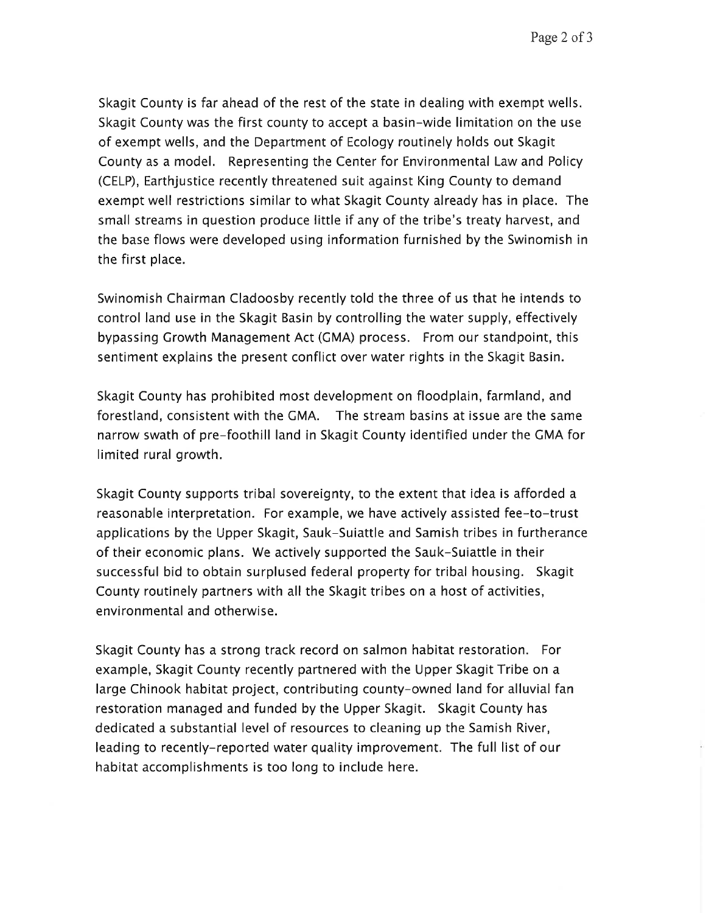Skagit County is far ahead of the rest of the state in dealing with exempt wells. Skagit County was the first county to accept a basin-wide limitation on the use of exempt wells, and the Department of Ecology routinely holds out Skagit County as a model. Representing the Center for Environmental Law and Policy (CELP), Earthjustice recently threatened suit against King County to demand exempt well restrictions similar to what Skagit County already has in place. The small streams in question produce little if any of the tribe's treaty harvest, and the base flows were developed using information furnished by the Swinomish in the first place.

Swinomish Chairman Cladoosby recently told the three of us that he intends to control land use in the Skagit Basin by controlling the water supply, effectively bypassing Growth Management Act (GMA) process. From our standpoint, this sentiment explains the present conflict over water rights in the Skagit Basin.

Skagit County has prohibited most development on floodplain, farmland, and forestland, consistent with the GMA. The stream basins at issue are the same narrow swath of pre-foothill land in Skagit County identified under the GMA for limited rural growth.

Skagit County supports tribal sovereignty, to the extent that idea is afforded a reasonable interpretation. For example, we have actively assisted fee-to-trust applications by the Upper Skagit, Sauk-Suiattle and Samish tribes in furtherance of their economic plans. We actively supported the Sauk-Suiattle in their successful bid to obtain surplused federal property for tribal housing. Skagit County routinely partners with all the Skagit tribes on a host of activities, environmental and otherwise.

Skagit County has a strong track record on salmon habitat restoration. For example, Skagit County recently partnered with the Upper Skagit Tribe on a large Chinook habitat project, contributing county-owned land for alluvial fan restoration managed and funded by the Upper Skagit. Skagit County has dedicated a substantial level of resources to cleaning up the Samish River, leading to recently-reported water quality improvement. The full list of our habitat accomplishments is too long to include here.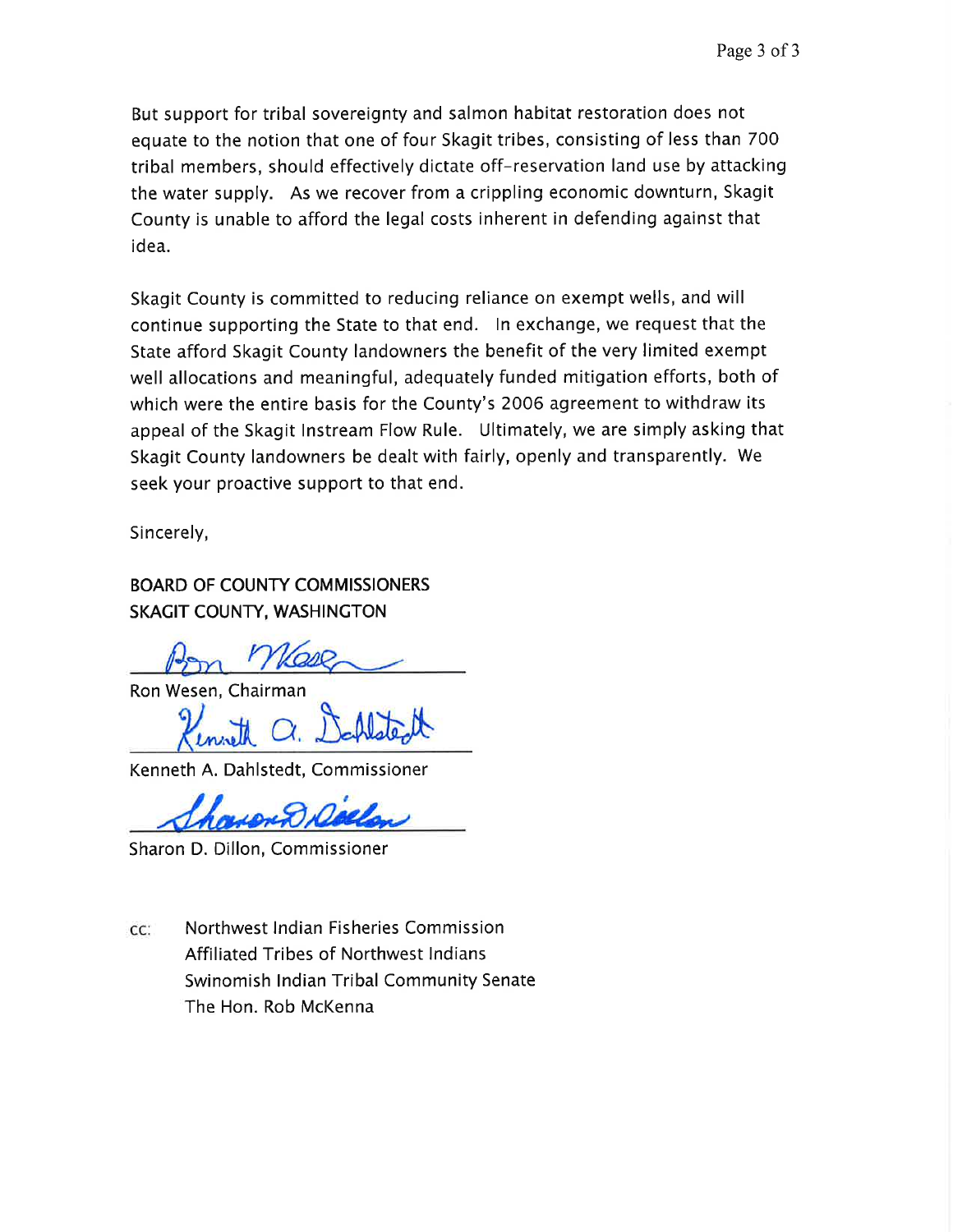But support for tribal sovereignty and salmon habitat restoration does not equate to the notion that one of four Skagit tribes, consisting of less than 700 tribal members, should effectively dictate off-reservation land use by attacking the water supply. As we recover from a crippling economic downturn, Skagit County is unable to afford the legal costs inherent in defending against that idea.

Skagit County is committed to reducing reliance on exempt wells, and will continue supporting the State to that end. In exchange, we request that the State afford Skagit County landowners the benefit of the very limited exempt well allocations and meaningful, adequately funded mitigation efforts, both of which were the entire basis for the County's 2006 agreement to withdraw its appeal of the Skagit Instream Flow Rule. Ultimately, we are simply asking that Skagit County landowners be dealt with fairly, openly and transparently. We seek your proactive support to that end.

Sincerely,

BOARD OF COUNTY COMMISSIONERS
SKAGIT COUNTY, WASHINGTON

Ron Wesen, Chairman

Kenneth A. Dahlstedt, Commissioner

Sharon D. Dillon, Commissioner

cc: Northwest Indian Fisheries Commission
Affiliated Tribes of Northwest Indians
Swinomish Indian Tribal Community Senate
The Hon. Rob McKenna